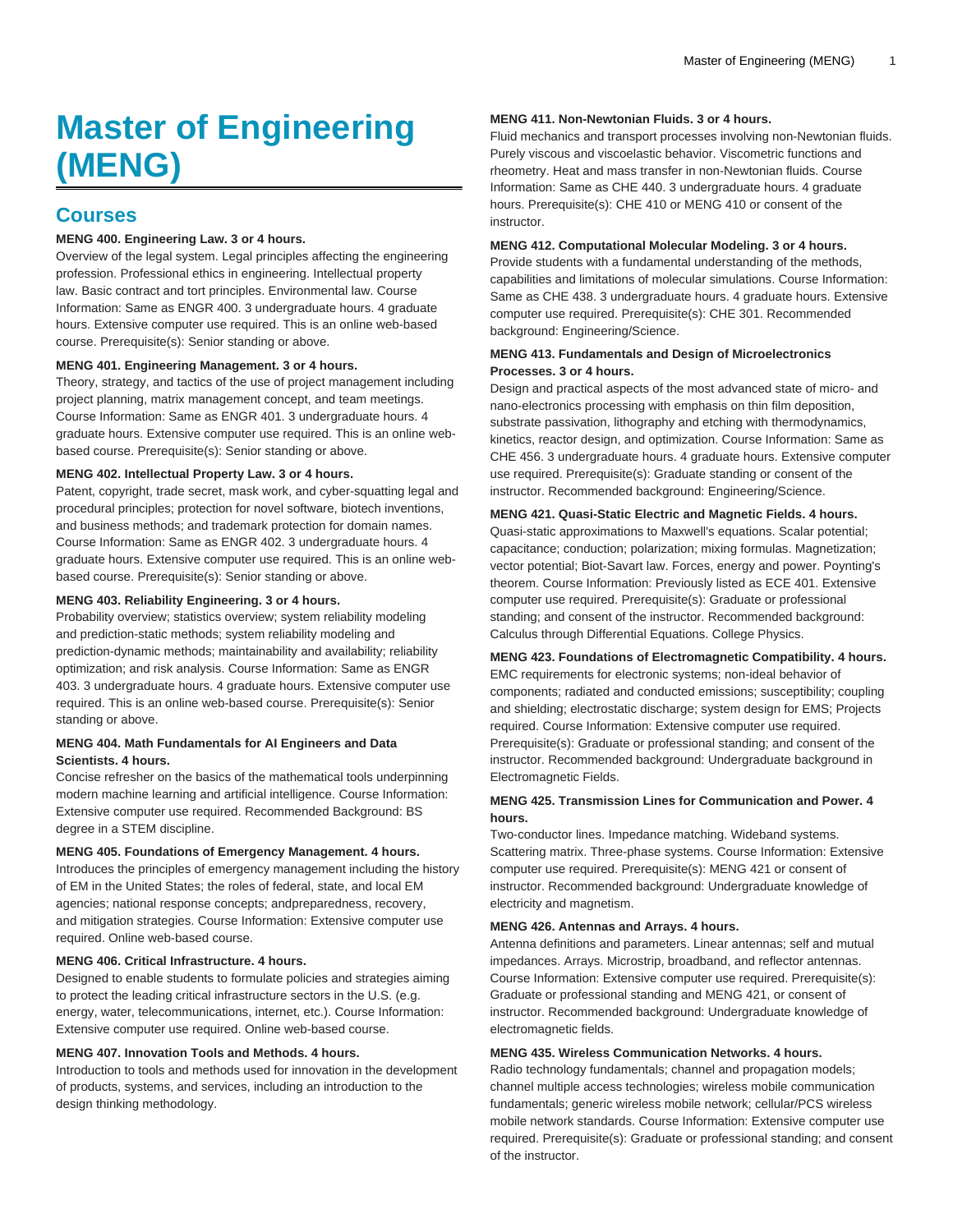# Master of Engineering (MENG)

## Courses

**MENG 400. Engineering Law. 3 or 4 hours.**

Overview of the legal system. Legal principles affecting the engineering profession. Professional ethics in engineering. Intellectual property law. Basic contract and tort principles. Environmental law. Course Information: Same as ENGR 400. 3 undergraduate hours. 4 graduate hours. Extensive computer use required. This is an online web-based course. Prerequisite(s): Senior standing or above.

**MENG 401. Engineering Management. 3 or 4 hours.**

Theory, strategy, and tactics of the use of project management including project planning, matrix management concept, and team meetings. Course Information: Same as ENGR 401. 3 undergraduate hours. 4 graduate hours. Extensive computer use required. This is an online web-based course. Prerequisite(s): Senior standing or above.

**MENG 402. Intellectual Property Law. 3 or 4 hours.**

Patent, copyright, trade secret, mask work, and cyber-squatting legal and procedural principles; protection for novel software, biotech inventions, and business methods; and trademark protection for domain names. Course Information: Same as ENGR 402. 3 undergraduate hours. 4 graduate hours. Extensive computer use required. This is an online web-based course. Prerequisite(s): Senior standing or above.

**MENG 403. Reliability Engineering. 3 or 4 hours.**

Probability overview; statistics overview; system reliability modeling and prediction-static methods; system reliability modeling and prediction-dynamic methods; maintainability and availability; reliability optimization; and risk analysis. Course Information: Same as ENGR 403. 3 undergraduate hours. 4 graduate hours. Extensive computer use required. This is an online web-based course. Prerequisite(s): Senior standing or above.

**MENG 404. Math Fundamentals for AI Engineers and Data Scientists. 4 hours.**

Concise refresher on the basics of the mathematical tools underpinning modern machine learning and artificial intelligence. Course Information: Extensive computer use required. Recommended Background: BS degree in a STEM discipline.

**MENG 405. Foundations of Emergency Management. 4 hours.**

Introduces the principles of emergency management including the history of EM in the United States; the roles of federal, state, and local EM agencies; national response concepts; andpreparedness, recovery, and mitigation strategies. Course Information: Extensive computer use required. Online web-based course.

**MENG 406. Critical Infrastructure. 4 hours.**

Designed to enable students to formulate policies and strategies aiming to protect the leading critical infrastructure sectors in the U.S. (e.g. energy, water, telecommunications, internet, etc.). Course Information: Extensive computer use required. Online web-based course.

**MENG 407. Innovation Tools and Methods. 4 hours.**

Introduction to tools and methods used for innovation in the development of products, systems, and services, including an introduction to the design thinking methodology.

**MENG 411. Non-Newtonian Fluids. 3 or 4 hours.**

Fluid mechanics and transport processes involving non-Newtonian fluids. Purely viscous and viscoelastic behavior. Viscometric functions and rheometry. Heat and mass transfer in non-Newtonian fluids. Course Information: Same as CHE 440. 3 undergraduate hours. 4 graduate hours. Prerequisite(s): CHE 410 or MENG 410 or consent of the instructor.

**MENG 412. Computational Molecular Modeling. 3 or 4 hours.**

Provide students with a fundamental understanding of the methods, capabilities and limitations of molecular simulations. Course Information: Same as CHE 438. 3 undergraduate hours. 4 graduate hours. Extensive computer use required. Prerequisite(s): CHE 301. Recommended background: Engineering/Science.

**MENG 413. Fundamentals and Design of Microelectronics Processes. 3 or 4 hours.**

Design and practical aspects of the most advanced state of micro- and nano-electronics processing with emphasis on thin film deposition, substrate passivation, lithography and etching with thermodynamics, kinetics, reactor design, and optimization. Course Information: Same as CHE 456. 3 undergraduate hours. 4 graduate hours. Extensive computer use required. Prerequisite(s): Graduate standing or consent of the instructor. Recommended background: Engineering/Science.

**MENG 421. Quasi-Static Electric and Magnetic Fields. 4 hours.**

Quasi-static approximations to Maxwell's equations. Scalar potential; capacitance; conduction; polarization; mixing formulas. Magnetization; vector potential; Biot-Savart law. Forces, energy and power. Poynting's theorem. Course Information: Previously listed as ECE 401. Extensive computer use required. Prerequisite(s): Graduate or professional standing; and consent of the instructor. Recommended background: Calculus through Differential Equations. College Physics.

**MENG 423. Foundations of Electromagnetic Compatibility. 4 hours.**

EMC requirements for electronic systems; non-ideal behavior of components; radiated and conducted emissions; susceptibility; coupling and shielding; electrostatic discharge; system design for EMS; Projects required. Course Information: Extensive computer use required. Prerequisite(s): Graduate or professional standing; and consent of the instructor. Recommended background: Undergraduate background in Electromagnetic Fields.

**MENG 425. Transmission Lines for Communication and Power. 4 hours.**

Two-conductor lines. Impedance matching. Wideband systems. Scattering matrix. Three-phase systems. Course Information: Extensive computer use required. Prerequisite(s): MENG 421 or consent of instructor. Recommended background: Undergraduate knowledge of electricity and magnetism.

**MENG 426. Antennas and Arrays. 4 hours.**

Antenna definitions and parameters. Linear antennas; self and mutual impedances. Arrays. Microstrip, broadband, and reflector antennas. Course Information: Extensive computer use required. Prerequisite(s): Graduate or professional standing and MENG 421, or consent of instructor. Recommended background: Undergraduate knowledge of electromagnetic fields.

**MENG 435. Wireless Communication Networks. 4 hours.**

Radio technology fundamentals; channel and propagation models; channel multiple access technologies; wireless mobile communication fundamentals; generic wireless mobile network; cellular/PCS wireless mobile network standards. Course Information: Extensive computer use required. Prerequisite(s): Graduate or professional standing; and consent of the instructor.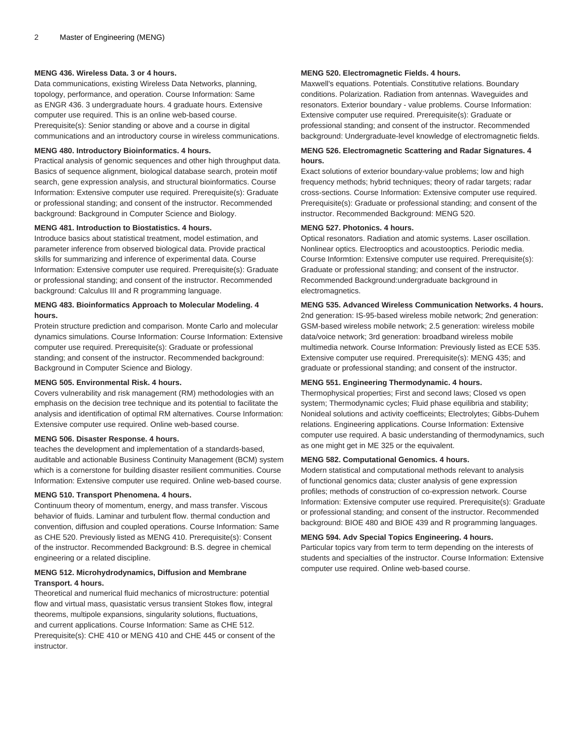**MENG 436. Wireless Data. 3 or 4 hours.**

Data communications, existing Wireless Data Networks, planning, topology, performance, and operation. Course Information: Same as ENGR 436. 3 undergraduate hours. 4 graduate hours. Extensive computer use required. This is an online web-based course. Prerequisite(s): Senior standing or above and a course in digital communications and an introductory course in wireless communications.

**MENG 480. Introductory Bioinformatics. 4 hours.**

Practical analysis of genomic sequences and other high throughput data. Basics of sequence alignment, biological database search, protein motif search, gene expression analysis, and structural bioinformatics. Course Information: Extensive computer use required. Prerequisite(s): Graduate or professional standing; and consent of the instructor. Recommended background: Background in Computer Science and Biology.

**MENG 481. Introduction to Biostatistics. 4 hours.**

Introduce basics about statistical treatment, model estimation, and parameter inference from observed biological data. Provide practical skills for summarizing and inference of experimental data. Course Information: Extensive computer use required. Prerequisite(s): Graduate or professional standing; and consent of the instructor. Recommended background: Calculus III and R programming language.

**MENG 483. Bioinformatics Approach to Molecular Modeling. 4 hours.**

Protein structure prediction and comparison. Monte Carlo and molecular dynamics simulations. Course Information: Course Information: Extensive computer use required. Prerequisite(s): Graduate or professional standing; and consent of the instructor. Recommended background: Background in Computer Science and Biology.

**MENG 505. Environmental Risk. 4 hours.**

Covers vulnerability and risk management (RM) methodologies with an emphasis on the decision tree technique and its potential to facilitate the analysis and identification of optimal RM alternatives. Course Information: Extensive computer use required. Online web-based course.

**MENG 506. Disaster Response. 4 hours.**

teaches the development and implementation of a standards-based, auditable and actionable Business Continuity Management (BCM) system which is a cornerstone for building disaster resilient communities. Course Information: Extensive computer use required. Online web-based course.

**MENG 510. Transport Phenomena. 4 hours.**

Continuum theory of momentum, energy, and mass transfer. Viscous behavior of fluids. Laminar and turbulent flow. thermal conduction and convention, diffusion and coupled operations. Course Information: Same as CHE 520. Previously listed as MENG 410. Prerequisite(s): Consent of the instructor. Recommended Background: B.S. degree in chemical engineering or a related discipline.

**MENG 512. Microhydrodynamics, Diffusion and Membrane Transport. 4 hours.**

Theoretical and numerical fluid mechanics of microstructure: potential flow and virtual mass, quasistatic versus transient Stokes flow, integral theorems, multipole expansions, singularity solutions, fluctuations, and current applications. Course Information: Same as CHE 512. Prerequisite(s): CHE 410 or MENG 410 and CHE 445 or consent of the instructor.

**MENG 520. Electromagnetic Fields. 4 hours.**

Maxwell's equations. Potentials. Constitutive relations. Boundary conditions. Polarization. Radiation from antennas. Waveguides and resonators. Exterior boundary - value problems. Course Information: Extensive computer use required. Prerequisite(s): Graduate or professional standing; and consent of the instructor. Recommended background: Undergraduate-level knowledge of electromagnetic fields.

**MENG 526. Electromagnetic Scattering and Radar Signatures. 4 hours.**

Exact solutions of exterior boundary-value problems; low and high frequency methods; hybrid techniques; theory of radar targets; radar cross-sections. Course Information: Extensive computer use required. Prerequisite(s): Graduate or professional standing; and consent of the instructor. Recommended Background: MENG 520.

**MENG 527. Photonics. 4 hours.**

Optical resonators. Radiation and atomic systems. Laser oscillation. Nonlinear optics. Electrooptics and acoustooptics. Periodic media. Course Informtion: Extensive computer use required. Prerequisite(s): Graduate or professional standing; and consent of the instructor. Recommended Background:undergraduate background in electromagnetics.

**MENG 535. Advanced Wireless Communication Networks. 4 hours.**

2nd generation: IS-95-based wireless mobile network; 2nd generation: GSM-based wireless mobile network; 2.5 generation: wireless mobile data/voice network; 3rd generation: broadband wireless mobile multimedia network. Course Information: Previously listed as ECE 535. Extensive computer use required. Prerequisite(s): MENG 435; and graduate or professional standing; and consent of the instructor.

**MENG 551. Engineering Thermodynamic. 4 hours.**

Thermophysical properties; First and second laws; Closed vs open system; Thermodynamic cycles; Fluid phase equilibria and stability; Nonideal solutions and activity coefficeints; Electrolytes; Gibbs-Duhem relations. Engineering applications. Course Information: Extensive computer use required. A basic understanding of thermodynamics, such as one might get in ME 325 or the equivalent.

**MENG 582. Computational Genomics. 4 hours.**

Modern statistical and computational methods relevant to analysis of functional genomics data; cluster analysis of gene expression profiles; methods of construction of co-expression network. Course Information: Extensive computer use required. Prerequisite(s): Graduate or professional standing; and consent of the instructor. Recommended background: BIOE 480 and BIOE 439 and R programming languages.

**MENG 594. Adv Special Topics Engineering. 4 hours.**

Particular topics vary from term to term depending on the interests of students and specialties of the instructor. Course Information: Extensive computer use required. Online web-based course.